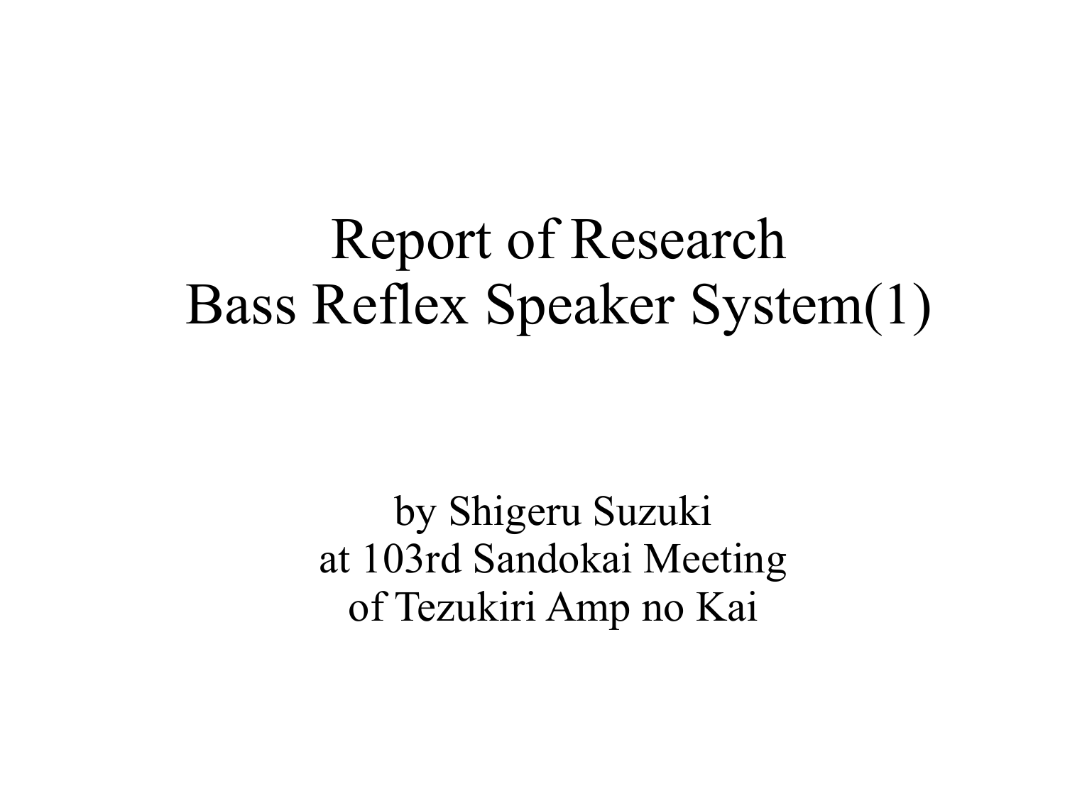# Report of Research
# Bass Reflex Speaker System(1)

by Shigeru Suzuki
at 103rd Sandokai Meeting
of Tezukiri Amp no Kai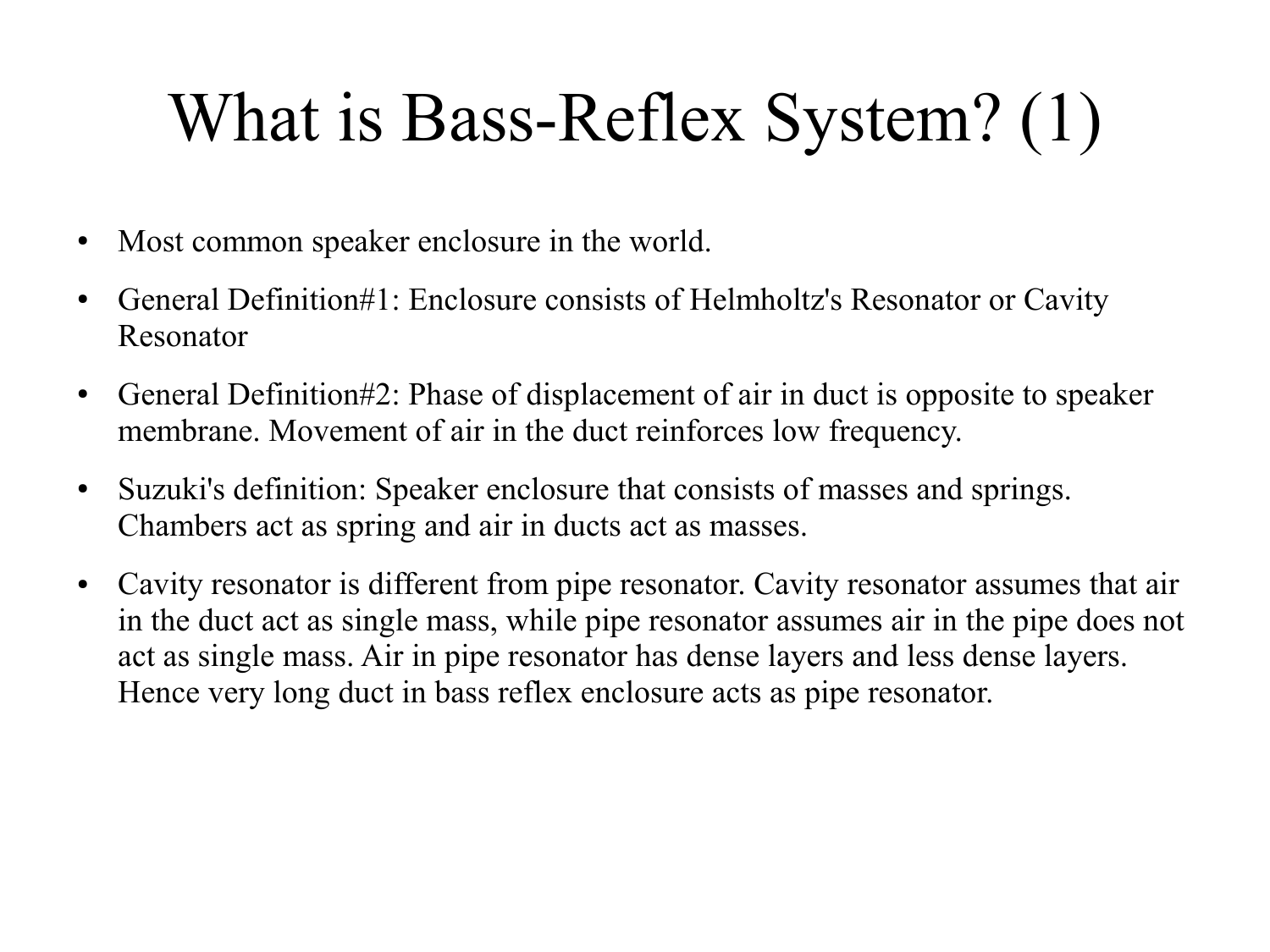# What is Bass-Reflex System? (1)

- Most common speaker enclosure in the world.
- General Definition#1: Enclosure consists of Helmholtz's Resonator or Cavity Resonator
- General Definition#2: Phase of displacement of air in duct is opposite to speaker membrane. Movement of air in the duct reinforces low frequency.
- Suzuki's definition: Speaker enclosure that consists of masses and springs. Chambers act as spring and air in ducts act as masses.
- Cavity resonator is different from pipe resonator. Cavity resonator assumes that air in the duct act as single mass, while pipe resonator assumes air in the pipe does not act as single mass. Air in pipe resonator has dense layers and less dense layers. Hence very long duct in bass reflex enclosure acts as pipe resonator.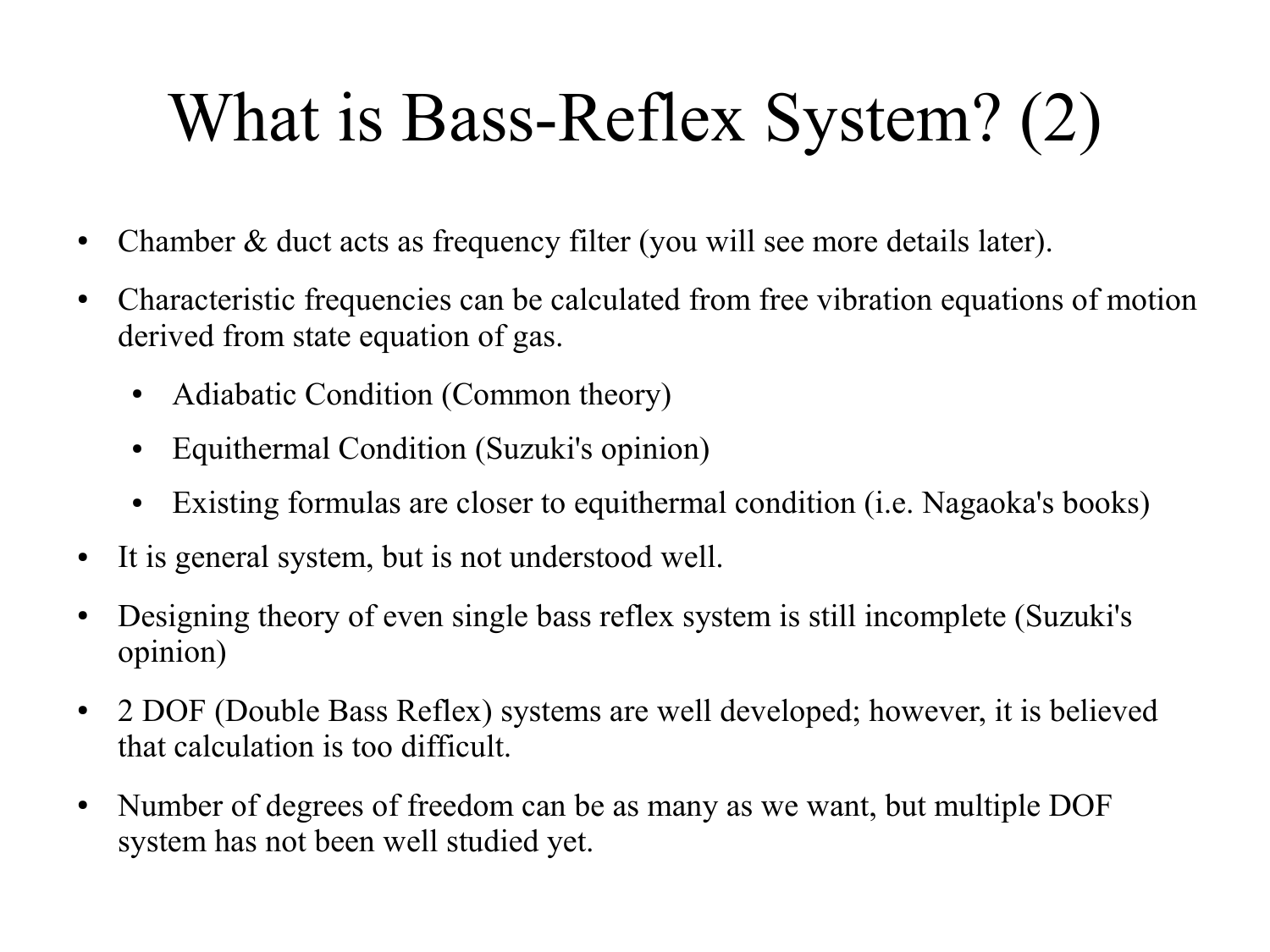# What is Bass-Reflex System? (2)

- Chamber & duct acts as frequency filter (you will see more details later).
- Characteristic frequencies can be calculated from free vibration equations of motion derived from state equation of gas.
  - Adiabatic Condition (Common theory)
  - Equithermal Condition (Suzuki's opinion)
  - Existing formulas are closer to equithermal condition (i.e. Nagaoka's books)
- It is general system, but is not understood well.
- Designing theory of even single bass reflex system is still incomplete (Suzuki's opinion)
- 2 DOF (Double Bass Reflex) systems are well developed; however, it is believed that calculation is too difficult.
- Number of degrees of freedom can be as many as we want, but multiple DOF system has not been well studied yet.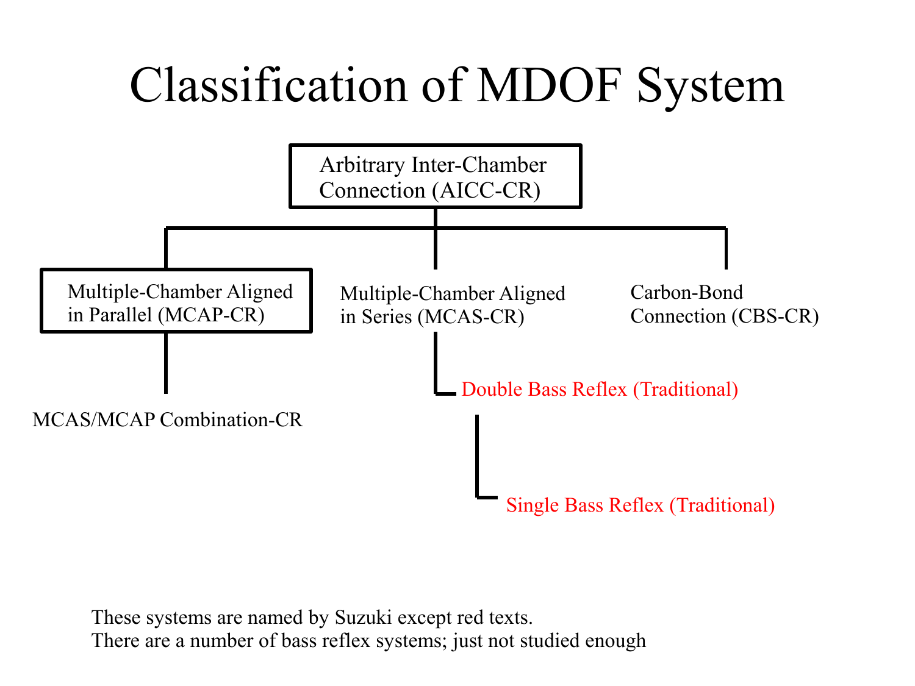# Classification of MDOF System

- Arbitrary Inter-Chamber Connection (AICC-CR)
  - Multiple-Chamber Aligned in Parallel (MCAP-CR)
    - MCAS/MCAP Combination-CR
  - Multiple-Chamber Aligned in Series (MCAS-CR)
    - Double Bass Reflex (Traditional)
      - Single Bass Reflex (Traditional)
  - Carbon-Bond Connection (CBS-CR)

These systems are named by Suzuki except red texts.
There are a number of bass reflex systems; just not studied enough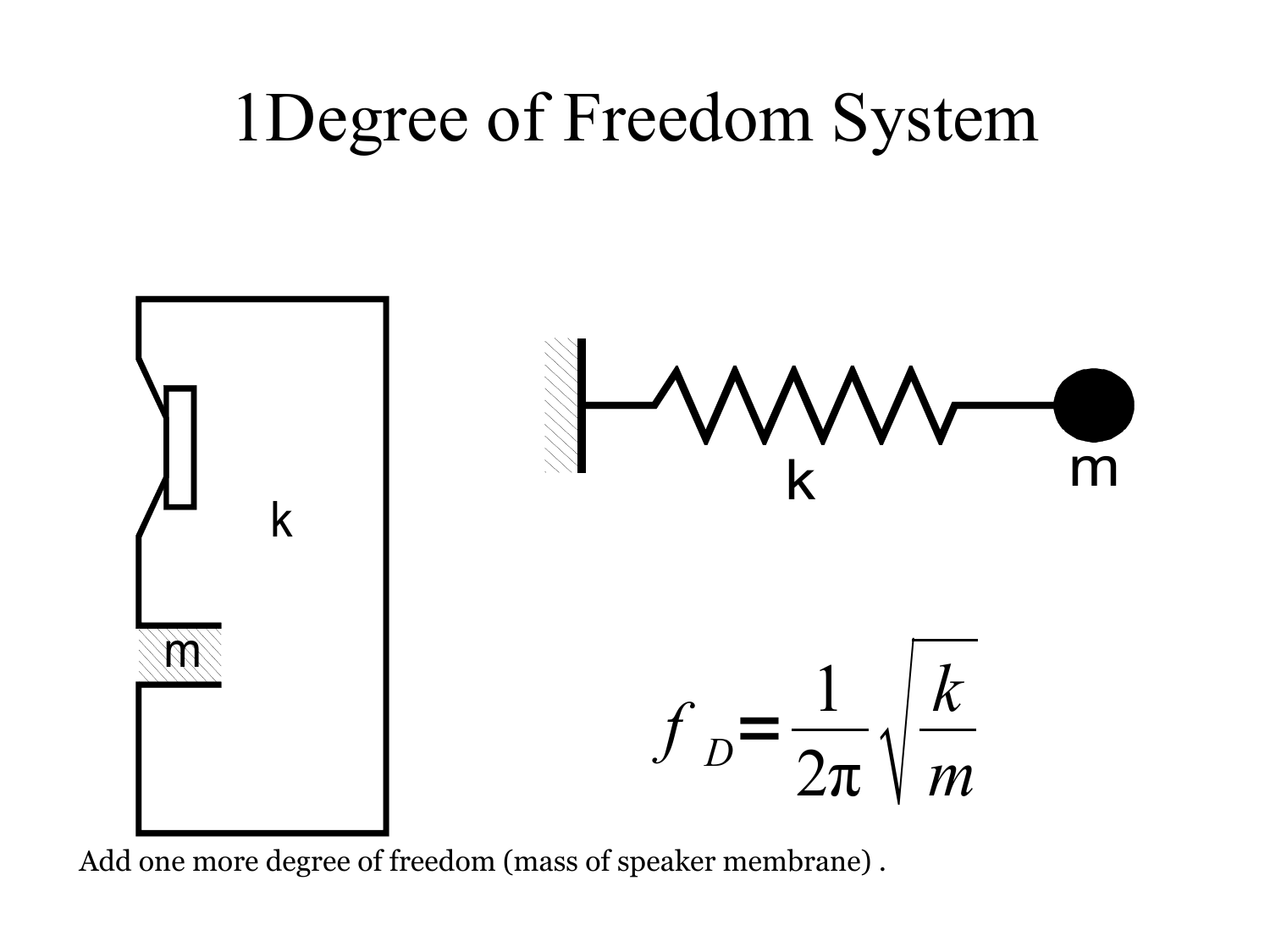# 1Degree of Freedom System

$$f_D = \frac{1}{2\pi}\sqrt{\frac{k}{m}}$$

Add one more degree of freedom (mass of speaker membrane) .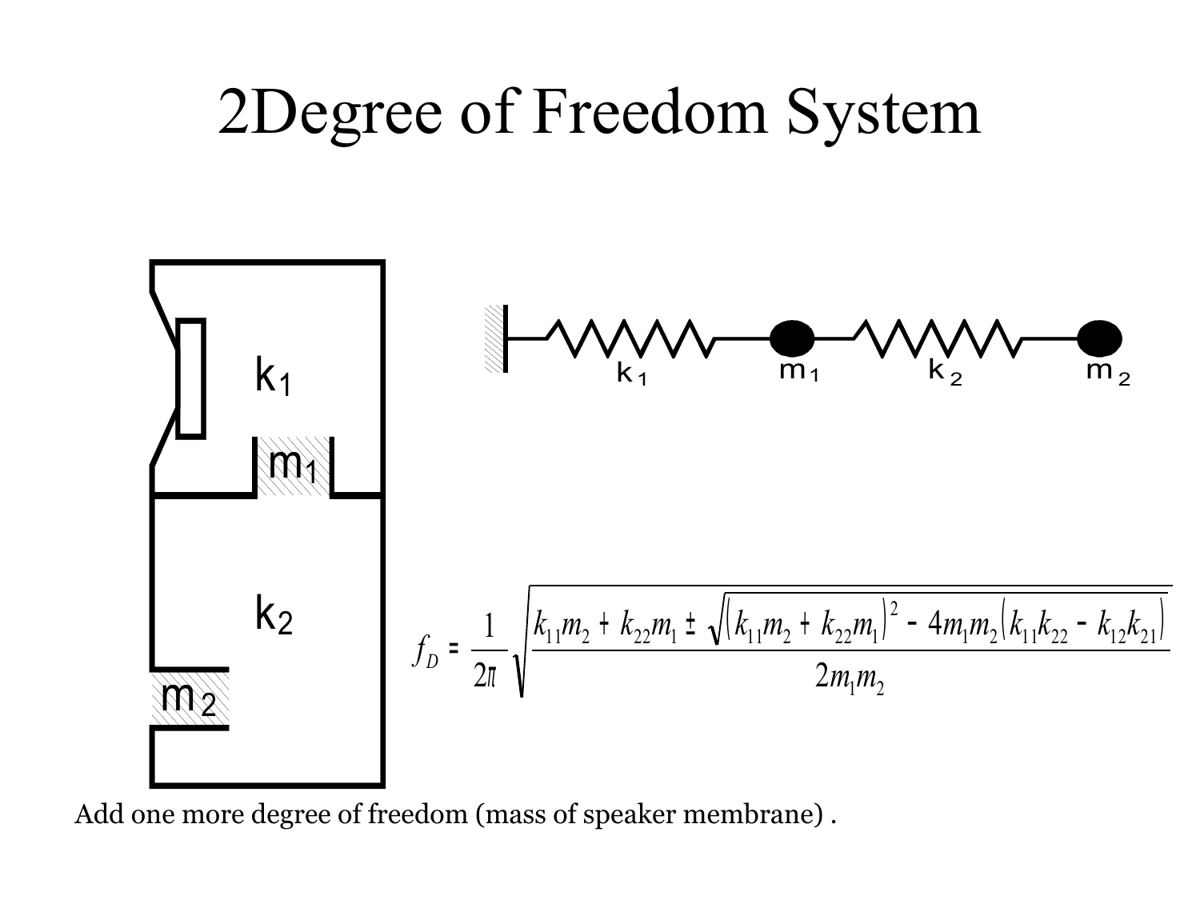# 2Degree of Freedom System

$$f_D = \frac{1}{2\pi}\sqrt{\frac{k_{11}m_2 + k_{22}m_1 \pm \sqrt{\left(k_{11}m_2 + k_{22}m_1\right)^2 - 4m_1m_2\left(k_{11}k_{22} - k_{12}k_{21}\right)}}{2m_1m_2}}$$

Add one more degree of freedom (mass of speaker membrane) .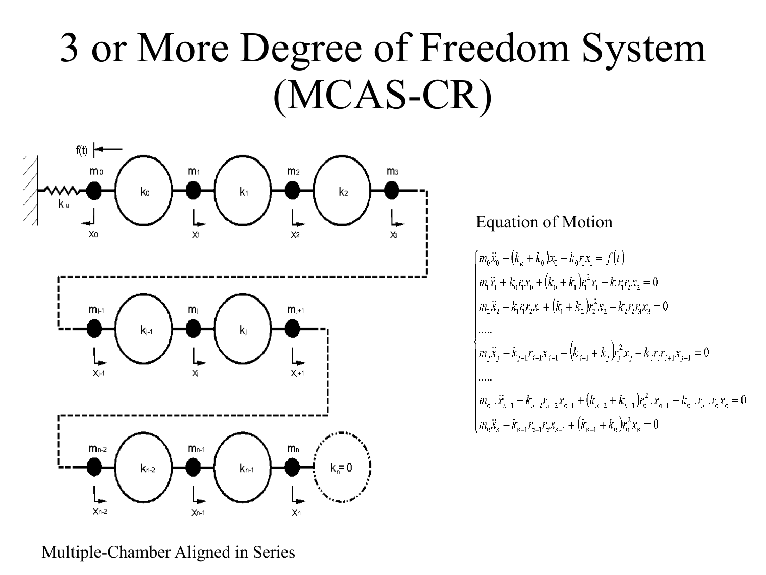# 3 or More Degree of Freedom System (MCAS-CR)

Equation of Motion

$$
\begin{cases}
m_0\ddot{x}_0 + (k_u + k_0)x_0 + k_0 r_1 x_1 = f(t) \\
m_1\ddot{x}_1 + k_0 r_1 x_0 + (k_0 + k_1)r_1^2 x_1 - k_1 r_1 r_2 x_2 = 0 \\
m_2\ddot{x}_2 - k_1 r_1 r_2 x_1 + (k_1 + k_2)r_2^2 x_2 - k_2 r_2 r_3 x_3 = 0 \\
\ldots\ldots \\
m_j\ddot{x}_j - k_{j-1} r_{j-1} x_{j-1} + (k_{j-1} + k_j)r_j^2 x_j - k_j r_j r_{j+1} x_{j+1} = 0 \\
\ldots\ldots \\
m_{n-1}\ddot{x}_{n-1} - k_{n-2} r_{n-2} x_{n-1} + (k_{n-2} + k_{n-1})r_{n-1}^2 x_{n-1} - k_{n-1} r_{n-1} r_n x_n = 0 \\
m_n\ddot{x}_n - k_{n-1} r_{n-1} r_n x_{n-1} + (k_{n-1} + k_n)r_n^2 x_n = 0
\end{cases}
$$

Multiple-Chamber Aligned in Series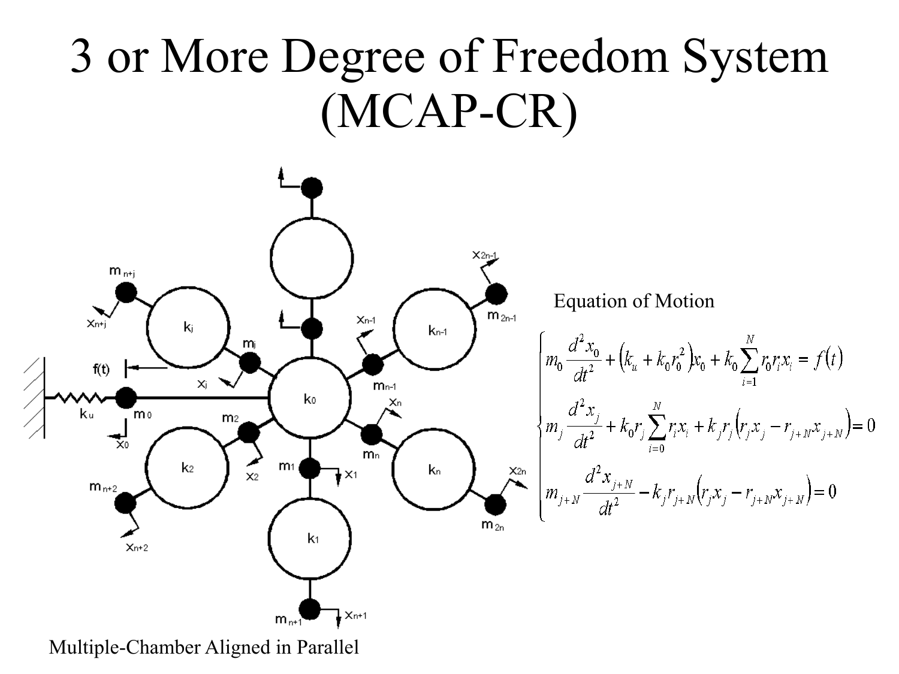# 3 or More Degree of Freedom System (MCAP-CR)

Equation of Motion

$$
\begin{cases}
m_0 \dfrac{d^2 x_0}{dt^2} + \left(k_u + k_0 r_0^2\right) x_0 + k_0 \displaystyle\sum_{i=1}^{N} r_0 r_i x_i = f(t) \\
m_j \dfrac{d^2 x_j}{dt^2} + k_0 r_j \displaystyle\sum_{i=0}^{N} r_i x_i + k_j r_j \left(r_j x_j - r_{j+N} x_{j+N}\right) = 0 \\
m_{j+N} \dfrac{d^2 x_{j+N}}{dt^2} - k_j r_{j+N} \left(r_j x_j - r_{j+N} x_{j+N}\right) = 0
\end{cases}
$$

Multiple-Chamber Aligned in Parallel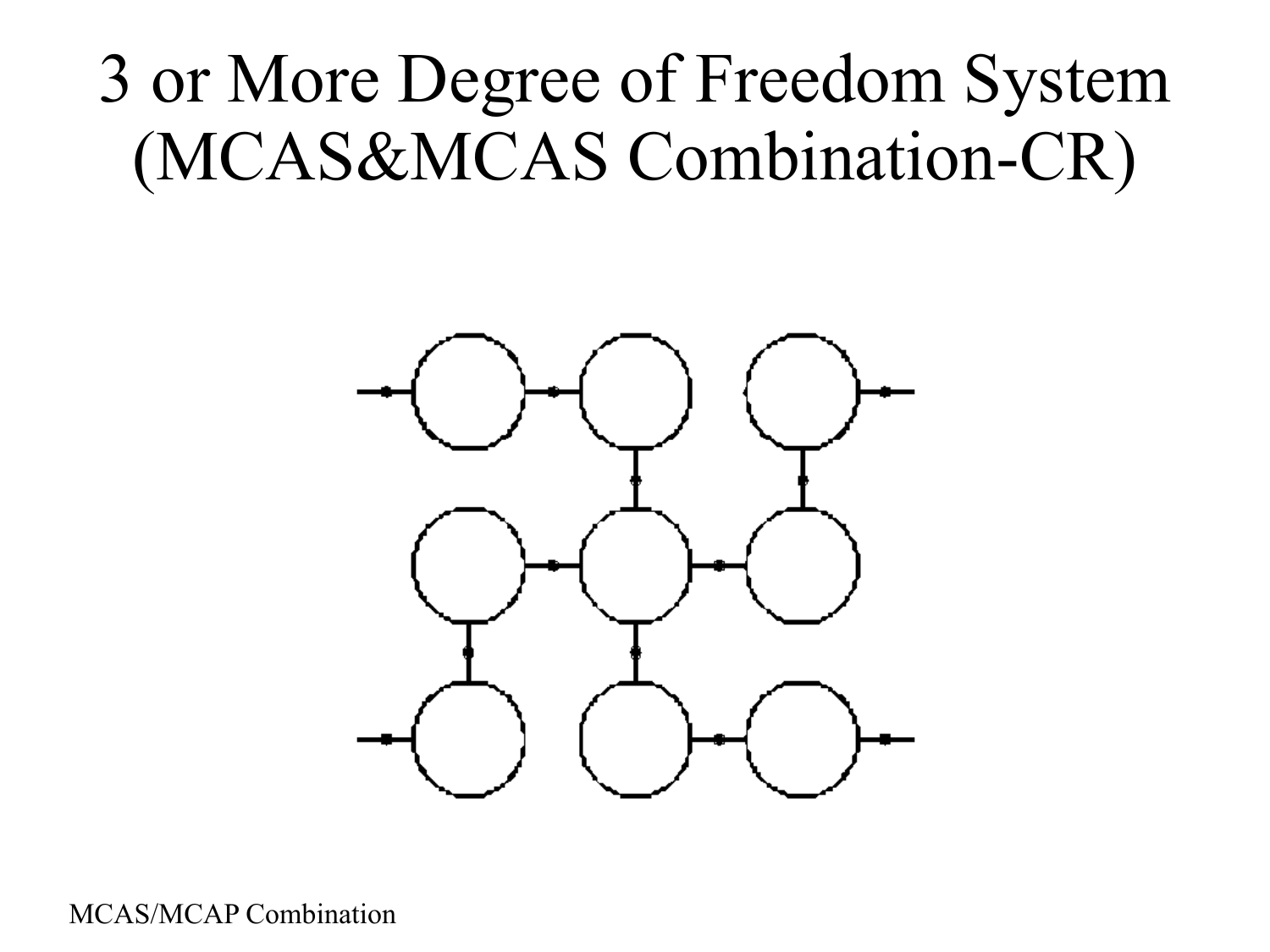# 3 or More Degree of Freedom System (MCAS&MCAS Combination-CR)

MCAS/MCAP Combination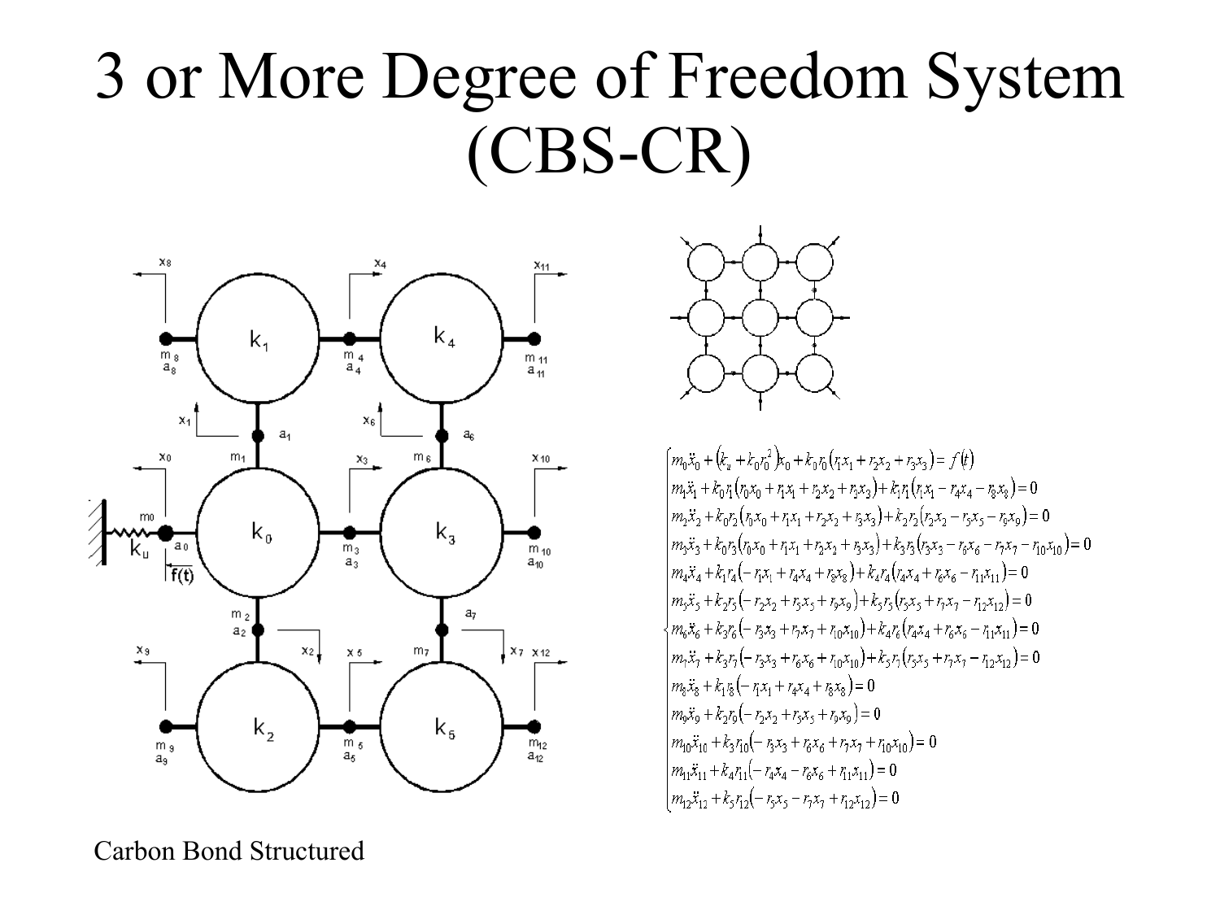# 3 or More Degree of Freedom System (CBS-CR)

$$
\begin{cases}
m_0\ddot{x}_0 + \left(k_u + k_0 r_0^2\right)x_0 + k_0 r_0\left(r_1x_1 + r_2x_2 + r_3x_3\right) = f(t) \\
m_1\ddot{x}_1 + k_0 r_1\left(r_0x_0 + r_1x_1 + r_2x_2 + r_3x_3\right) + k_1 r_1\left(r_1x_1 - r_4x_4 - r_8x_8\right) = 0 \\
m_2\ddot{x}_2 + k_0 r_2\left(r_0x_0 + r_1x_1 + r_2x_2 + r_3x_3\right) + k_2 r_2\left(r_2x_2 - r_5x_5 - r_9x_9\right) = 0 \\
m_3\ddot{x}_3 + k_0 r_3\left(r_0x_0 + r_1x_1 + r_2x_2 + r_3x_3\right) + k_3 r_3\left(r_3x_3 - r_6x_6 - r_7x_7 - r_{10}x_{10}\right) = 0 \\
m_4\ddot{x}_4 + k_1 r_4\left(-r_1x_1 + r_4x_4 + r_8x_8\right) + k_4 r_4\left(r_4x_4 + r_6x_6 - r_{11}x_{11}\right) = 0 \\
m_5\ddot{x}_5 + k_2 r_5\left(-r_2x_2 + r_5x_5 + r_9x_9\right) + k_5 r_5\left(r_5x_5 + r_7x_7 - r_{12}x_{12}\right) = 0 \\
m_6\ddot{x}_6 + k_3 r_6\left(-r_3x_3 + r_7x_7 + r_{10}x_{10}\right) + k_4 r_6\left(r_4x_4 + r_6x_6 - r_{11}x_{11}\right) = 0 \\
m_7\ddot{x}_7 + k_3 r_7\left(-r_3x_3 + r_6x_6 + r_{10}x_{10}\right) + k_5 r_7\left(r_5x_5 + r_7x_7 - r_{12}x_{12}\right) = 0 \\
m_8\ddot{x}_8 + k_1 r_8\left(-r_1x_1 + r_4x_4 + r_8x_8\right) = 0 \\
m_9\ddot{x}_9 + k_2 r_9\left(-r_2x_2 + r_5x_5 + r_9x_9\right) = 0 \\
m_{10}\ddot{x}_{10} + k_3 r_{10}\left(-r_3x_3 + r_6x_6 + r_7x_7 + r_{10}x_{10}\right) = 0 \\
m_{11}\ddot{x}_{11} + k_4 r_{11}\left(-r_4x_4 - r_6x_6 + r_{11}x_{11}\right) = 0 \\
m_{12}\ddot{x}_{12} + k_5 r_{12}\left(-r_5x_5 - r_7x_7 + r_{12}x_{12}\right) = 0
\end{cases}
$$

Carbon Bond Structured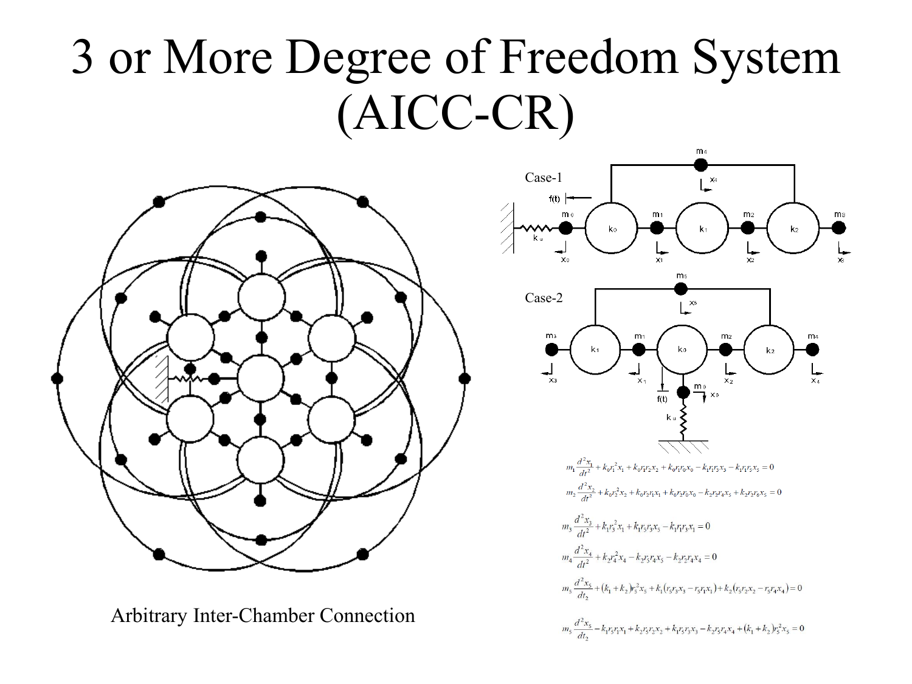# 3 or More Degree of Freedom System (AICC-CR)

Case-1

Case-2

$$m_1 \frac{d^2 x_1}{dt^2} + k_0 r_1^2 x_1 + k_0 r_1 r_2 x_2 + k_0 r_1 r_0 x_0 - k_1 r_1 r_3 x_3 - k_1 r_1 r_5 x_5 = 0$$

$$m_2 \frac{d^2 x_2}{dt^2} + k_0 r_2^2 x_2 + k_0 r_2 r_1 x_1 + k_0 r_2 r_0 x_0 - k_2 r_2 r_4 x_5 + k_2 r_2 r_6 x_5 = 0$$

$$m_3 \frac{d^2 x_3}{dt^2} + k_1 r_3^2 x_1 + k_1 r_5 r_3 x_5 - k_1 r_1 r_3 x_1 = 0$$

$$m_4 \frac{d^2 x_4}{dt^2} + k_2 r_4^2 x_4 - k_2 r_5 r_4 x_5 - k_2 r_2 r_4 x_4 = 0$$

$$m_5 \frac{d^2 x_5}{dt_2} + (k_1 + k_2) r_5^2 x_5 + k_1 (r_5 r_3 x_3 - r_5 r_1 x_1) + k_2 (r_5 r_2 x_2 - r_5 r_4 x_4) = 0$$

$$m_5 \frac{d^2 x_5}{dt_2} - k_1 r_5 r_1 x_1 + k_2 r_5 r_2 x_2 + k_1 r_5 r_3 x_3 - k_2 r_5 r_4 x_4 + (k_1 + k_2) r_5^2 x_5 = 0$$

Arbitrary Inter-Chamber Connection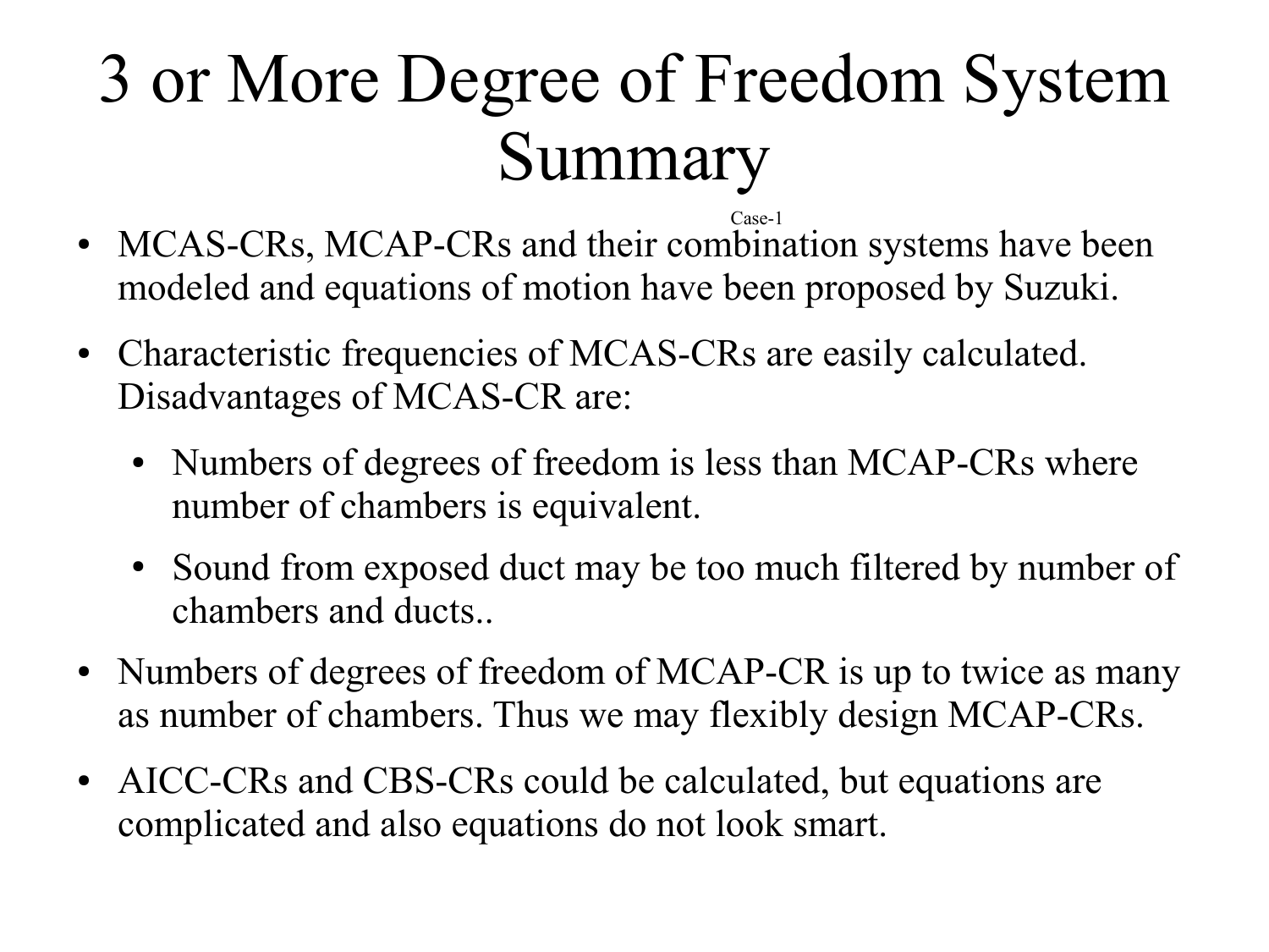# 3 or More Degree of Freedom System Summary

Case-1

- MCAS-CRs, MCAP-CRs and their combination systems have been modeled and equations of motion have been proposed by Suzuki.
- Characteristic frequencies of MCAS-CRs are easily calculated. Disadvantages of MCAS-CR are:
  - Numbers of degrees of freedom is less than MCAP-CRs where number of chambers is equivalent.
  - Sound from exposed duct may be too much filtered by number of chambers and ducts..
- Numbers of degrees of freedom of MCAP-CR is up to twice as many as number of chambers. Thus we may flexibly design MCAP-CRs.
- AICC-CRs and CBS-CRs could be calculated, but equations are complicated and also equations do not look smart.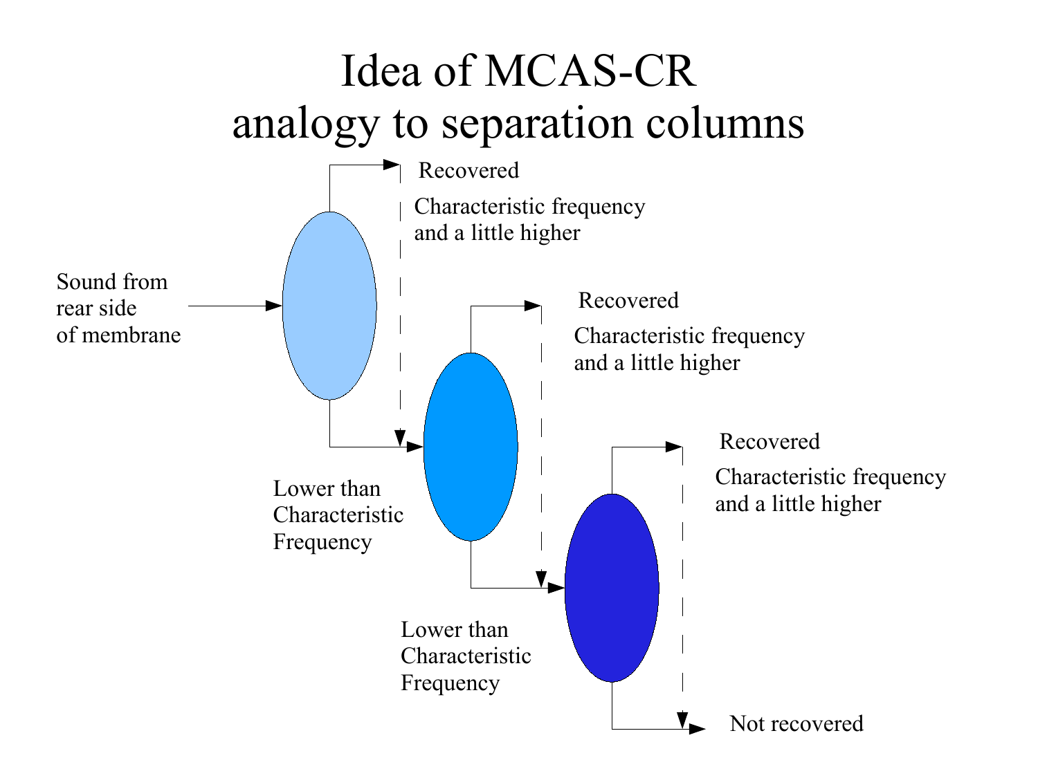# Idea of MCAS-CR analogy to separation columns

Sound from rear side of membrane

Recovered

Characteristic frequency and a little higher

Lower than Characteristic Frequency

Recovered

Characteristic frequency and a little higher

Lower than Characteristic Frequency

Recovered

Characteristic frequency and a little higher

Not recovered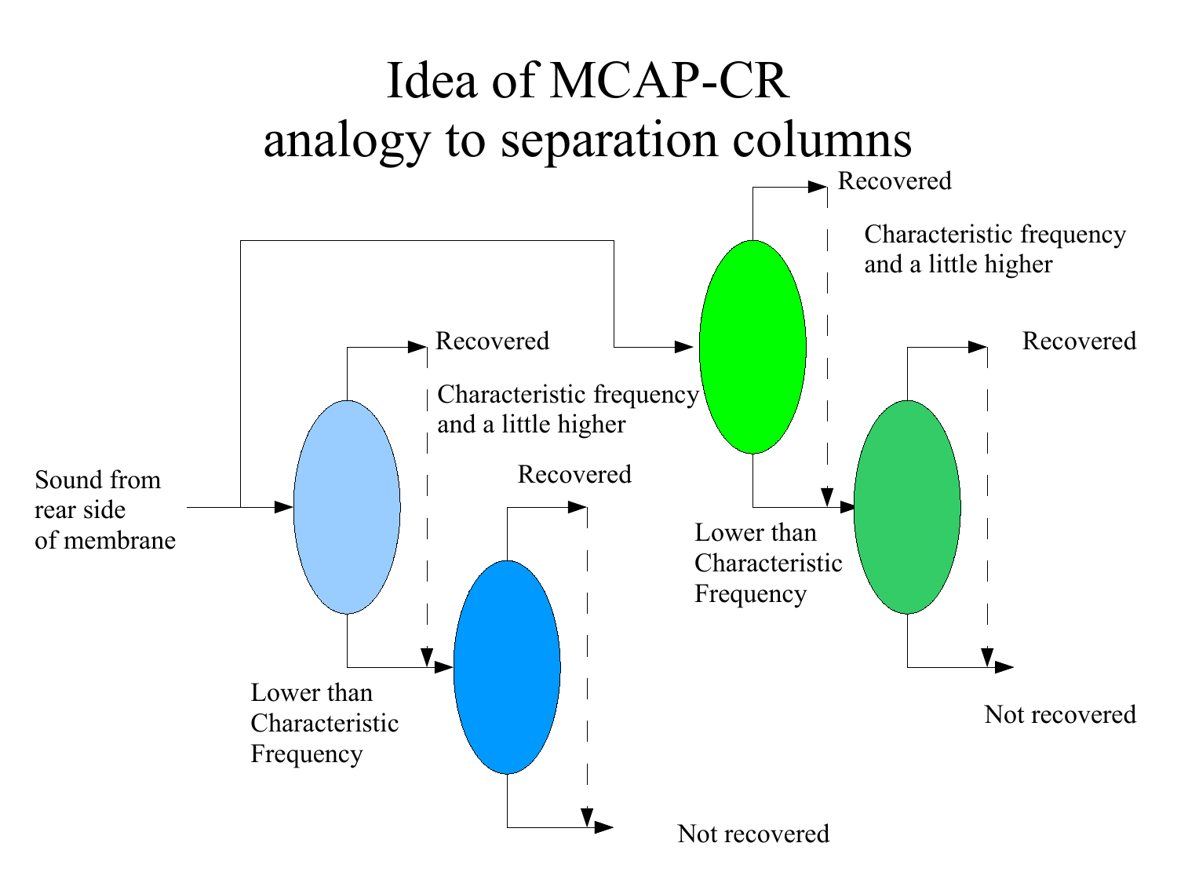# Idea of MCAP-CR analogy to separation columns

Sound from rear side of membrane

Recovered

Characteristic frequency and a little higher

Lower than Characteristic Frequency

Recovered

Not recovered

Recovered

Characteristic frequency and a little higher

Lower than Characteristic Frequency

Recovered

Not recovered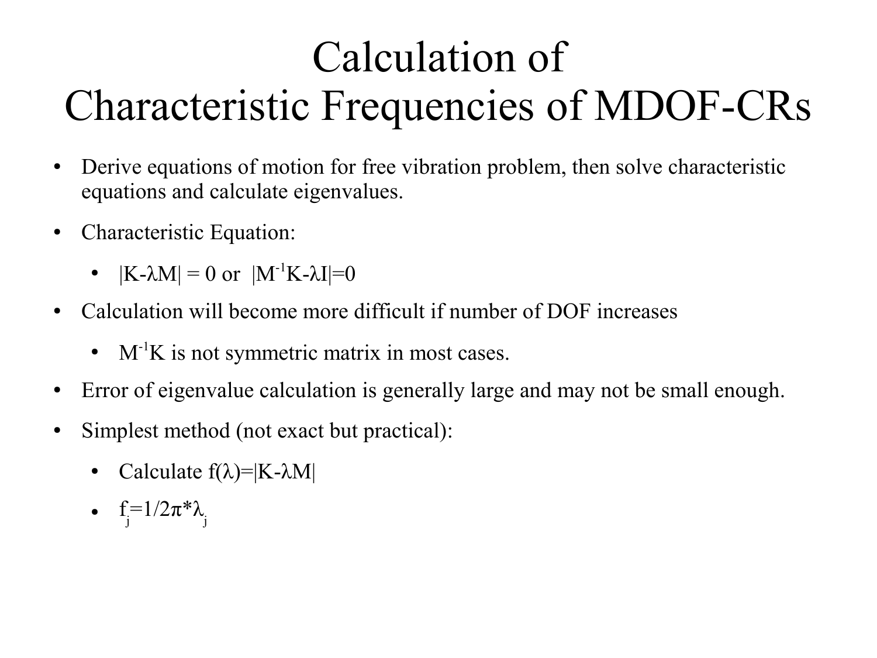# Calculation of Characteristic Frequencies of MDOF-CRs

- Derive equations of motion for free vibration problem, then solve characteristic equations and calculate eigenvalues.
- Characteristic Equation:
  - $|K-\lambda M| = 0$ or $|M^{-1}K-\lambda I|=0$
- Calculation will become more difficult if number of DOF increases
  - $M^{-1}K$ is not symmetric matrix in most cases.
- Error of eigenvalue calculation is generally large and may not be small enough.
- Simplest method (not exact but practical):
  - Calculate $f(\lambda)=|K-\lambda M|$
  - $f_j=1/2\pi*\lambda_j$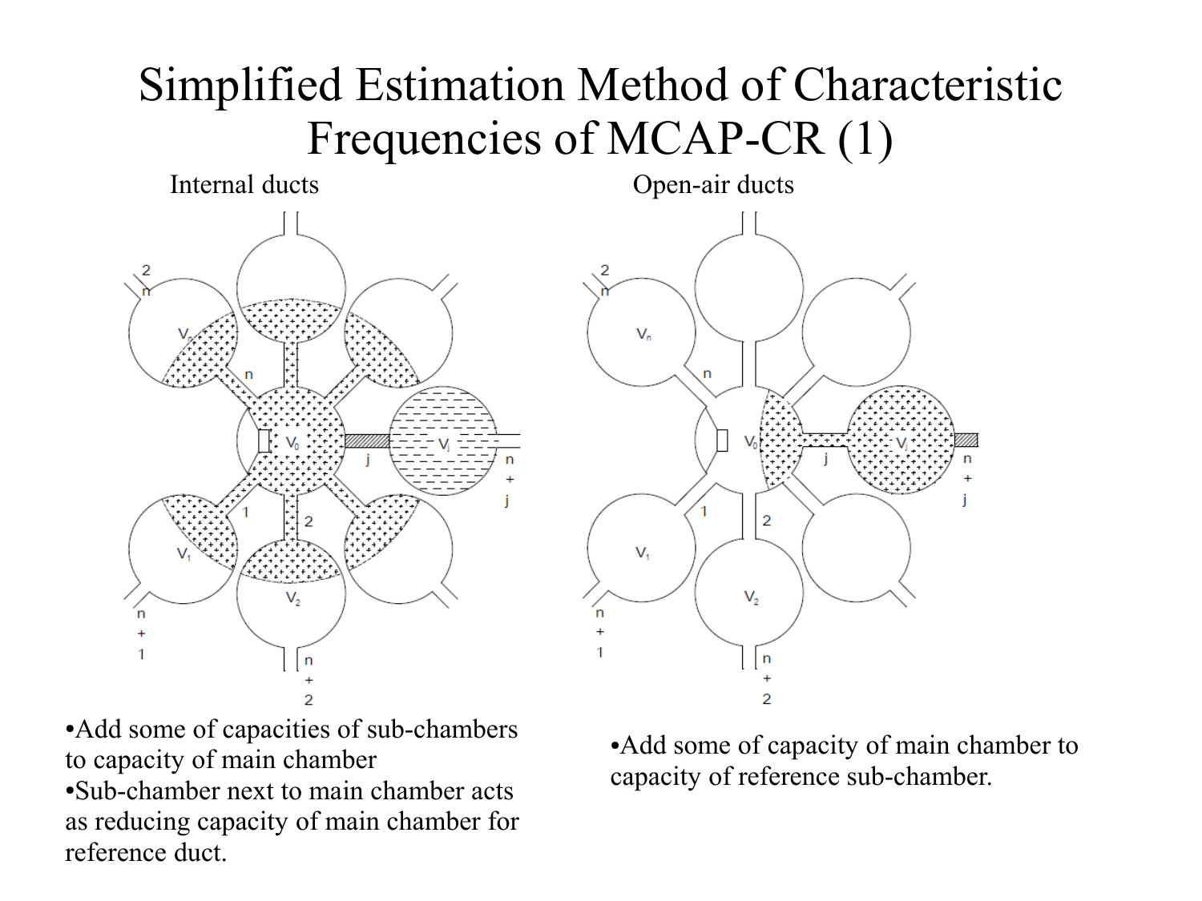# Simplified Estimation Method of Characteristic Frequencies of MCAP-CR (1)

**Internal ducts**

- Add some of capacities of sub-chambers to capacity of main chamber
- Sub-chamber next to main chamber acts as reducing capacity of main chamber for reference duct.

**Open-air ducts**

- Add some of capacity of main chamber to capacity of reference sub-chamber.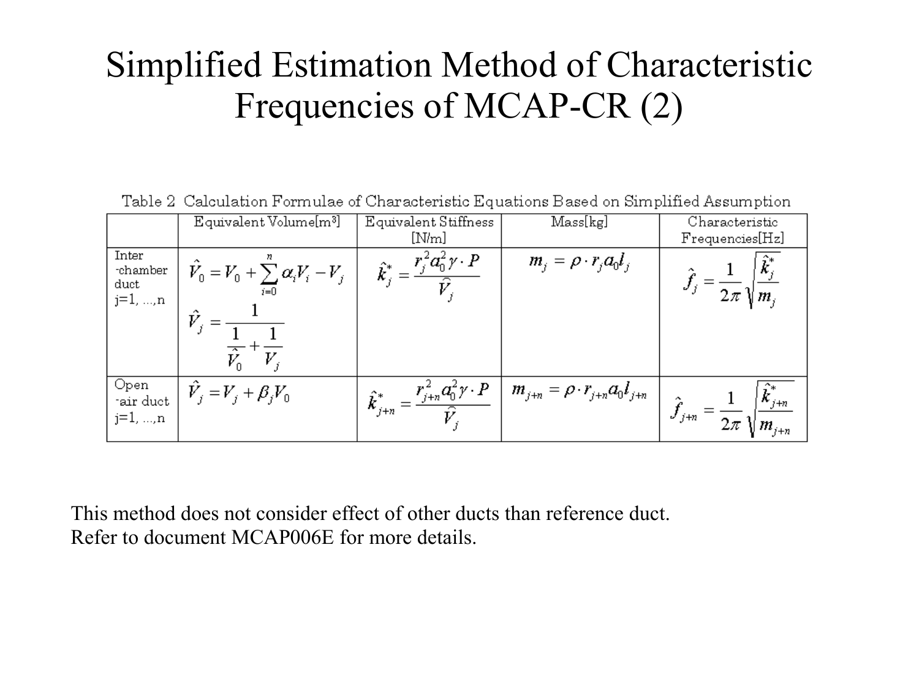# Simplified Estimation Method of Characteristic Frequencies of MCAP-CR (2)

Table 2 Calculation Formulae of Characteristic Equations Based on Simplified Assumption

| | Equivalent Volume[m³] | Equivalent Stiffness [N/m] | Mass[kg] | Characteristic Frequencies[Hz] |
|---|---|---|---|---|
| Inter -chamber duct j=1, ...,n | $\hat{V}_0 = V_0 + \sum_{i=0}^{n} \alpha_i V_i - V_j$ <br> $\hat{V}_j = \dfrac{1}{\dfrac{1}{\hat{V}_0} + \dfrac{1}{V_j}}$ | $\hat{k}_j^* = \dfrac{r_j^2 a_0^2 \gamma \cdot P}{\hat{V}_j}$ | $m_j = \rho \cdot r_j a_0 l_j$ | $\hat{f}_j = \dfrac{1}{2\pi}\sqrt{\dfrac{\hat{k}_j^*}{m_j}}$ |
| Open -air duct j=1, ...,n | $\hat{V}_j = V_j + \beta_j V_0$ | $\hat{k}_{j+n}^* = \dfrac{r_{j+n}^2 a_0^2 \gamma \cdot P}{\hat{V}_j}$ | $m_{j+n} = \rho \cdot r_{j+n} a_0 l_{j+n}$ | $\hat{f}_{j+n} = \dfrac{1}{2\pi}\sqrt{\dfrac{\hat{k}_{j+n}^*}{m_{j+n}}}$ |

This method does not consider effect of other ducts than reference duct.
Refer to document MCAP006E for more details.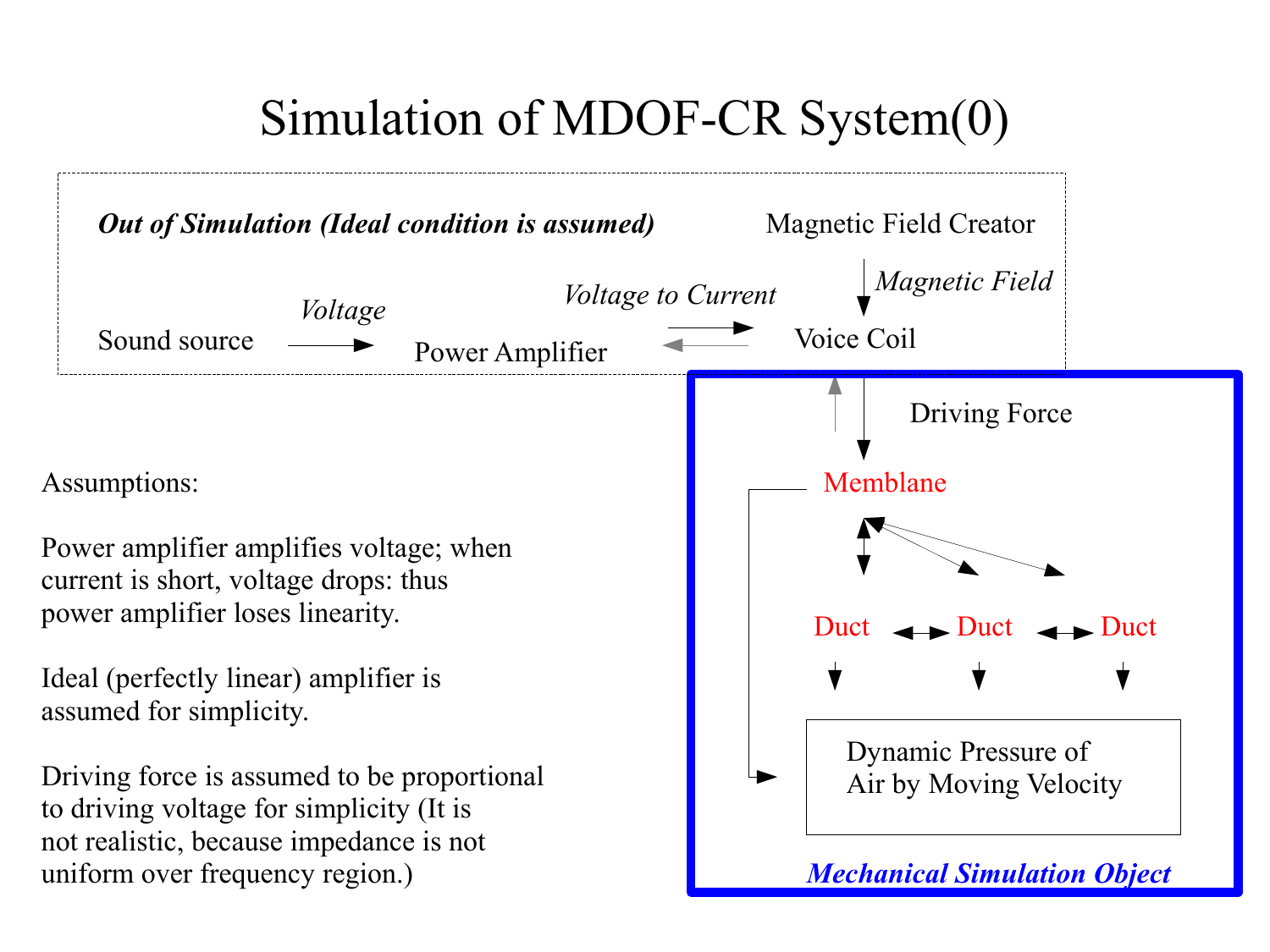# Simulation of MDOF-CR System(0)

*Out of Simulation (Ideal condition is assumed)*

Magnetic Field Creator

*Magnetic Field*

Sound source → *Voltage* → Power Amplifier ⇄ *Voltage to Current* ⇄ Voice Coil

Driving Force

Memblane

Duct ↔ Duct ↔ Duct

Dynamic Pressure of Air by Moving Velocity

***Mechanical Simulation Object***

Assumptions:

Power amplifier amplifies voltage; when current is short, voltage drops: thus power amplifier loses linearity.

Ideal (perfectly linear) amplifier is assumed for simplicity.

Driving force is assumed to be proportional to driving voltage for simplicity (It is not realistic, because impedance is not uniform over frequency region.)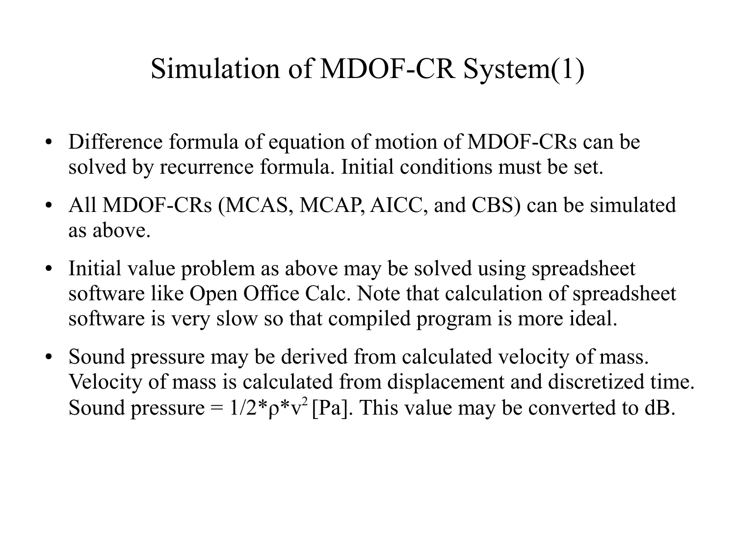# Simulation of MDOF-CR System(1)

- Difference formula of equation of motion of MDOF-CRs can be solved by recurrence formula. Initial conditions must be set.
- All MDOF-CRs (MCAS, MCAP, AICC, and CBS) can be simulated as above.
- Initial value problem as above may be solved using spreadsheet software like Open Office Calc. Note that calculation of spreadsheet software is very slow so that compiled program is more ideal.
- Sound pressure may be derived from calculated velocity of mass. Velocity of mass is calculated from displacement and discretized time. Sound pressure = $1/2*\rho*v^2$ [Pa]. This value may be converted to dB.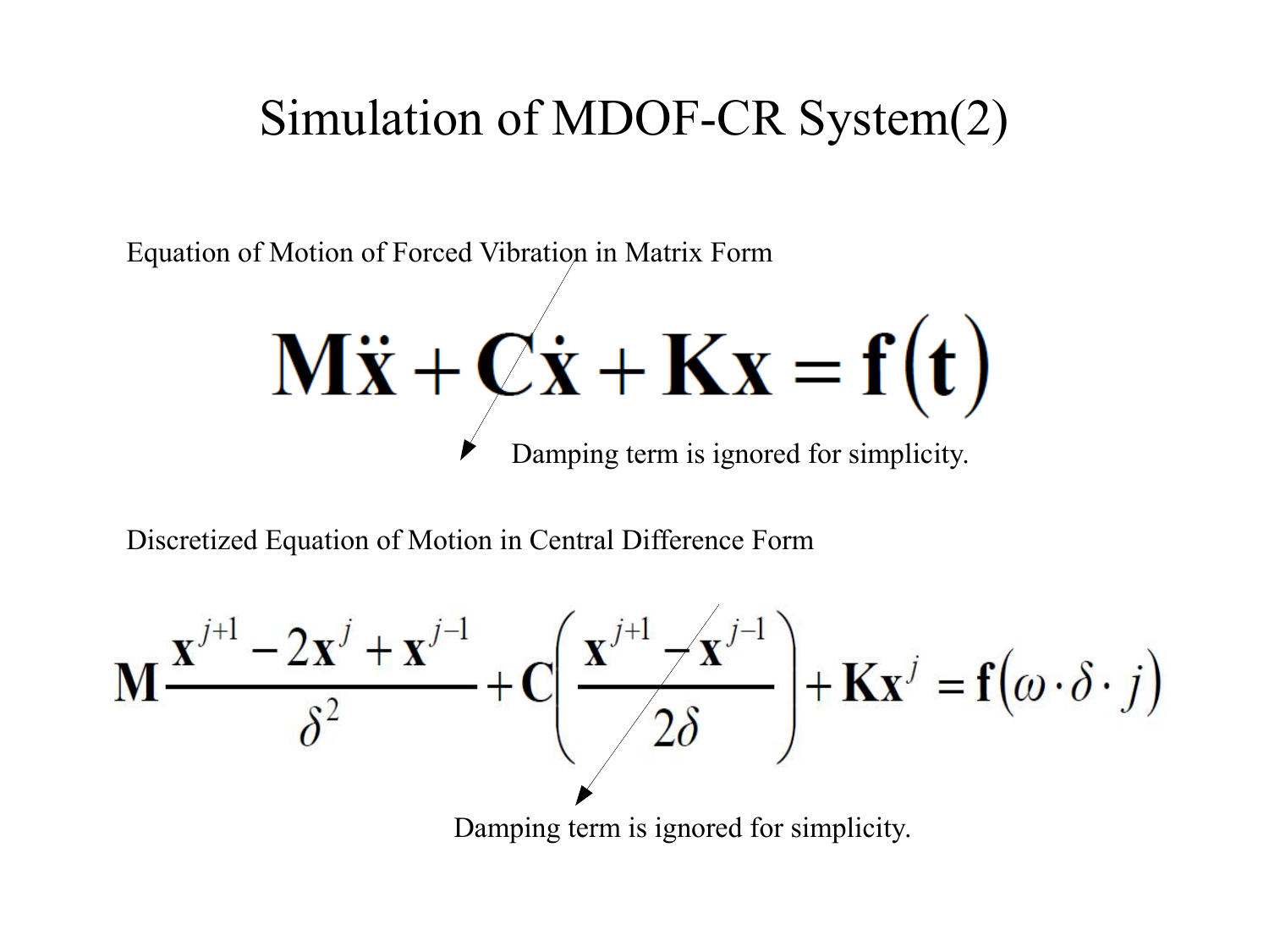# Simulation of MDOF-CR System(2)

Equation of Motion of Forced Vibration in Matrix Form

$$\mathbf{M}\ddot{\mathbf{x}} + \mathbf{C}\dot{\mathbf{x}} + \mathbf{K}\mathbf{x} = \mathbf{f}(\mathbf{t})$$

Damping term is ignored for simplicity.

Discretized Equation of Motion in Central Difference Form

$$\mathbf{M}\frac{\mathbf{x}^{j+1} - 2\mathbf{x}^{j} + \mathbf{x}^{j-1}}{\delta^2} + \mathbf{C}\left(\frac{\mathbf{x}^{j+1} - \mathbf{x}^{j-1}}{2\delta}\right) + \mathbf{K}\mathbf{x}^{j} = \mathbf{f}(\omega \cdot \delta \cdot j)$$

Damping term is ignored for simplicity.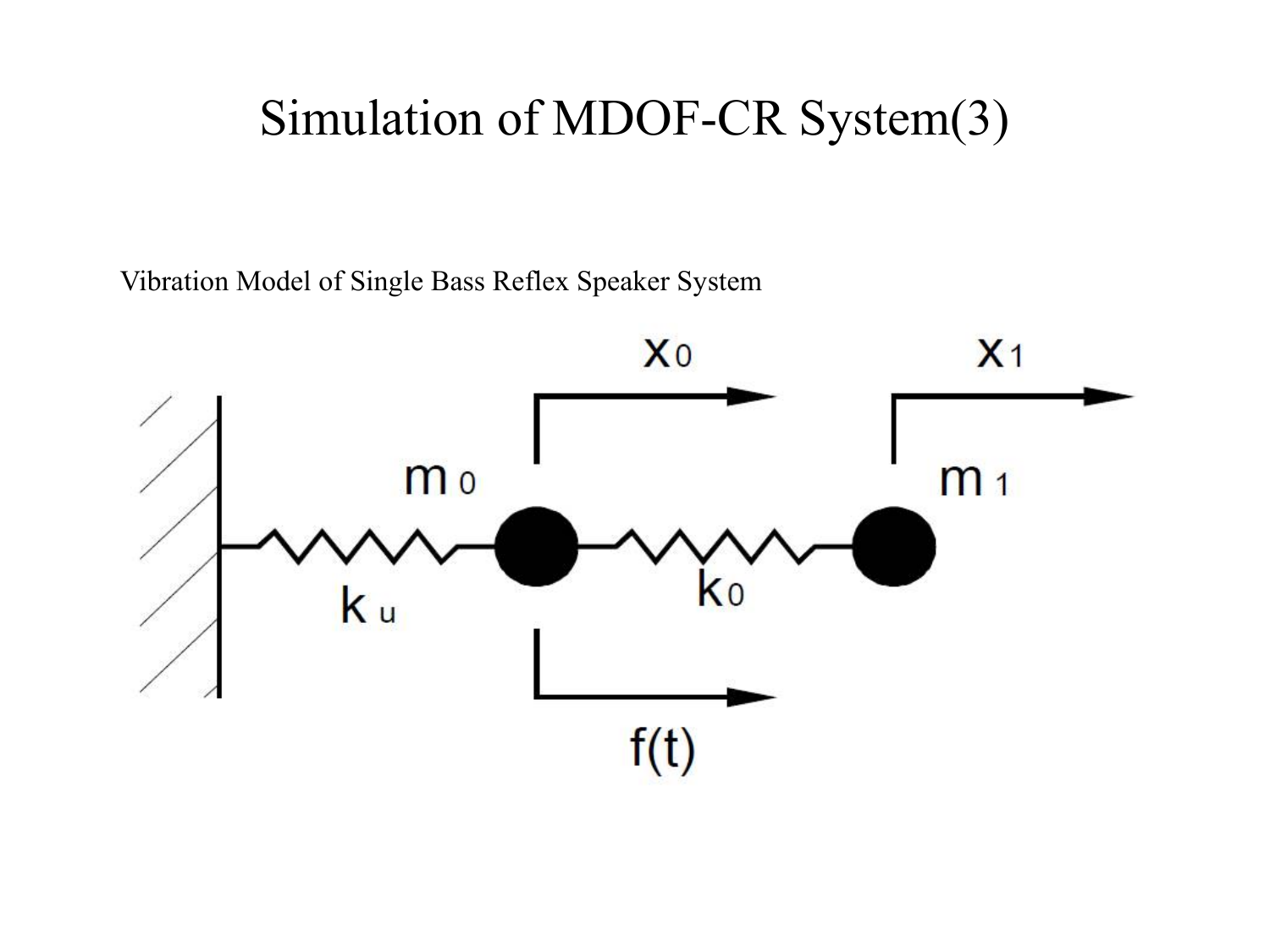# Simulation of MDOF-CR System(3)

Vibration Model of Single Bass Reflex Speaker System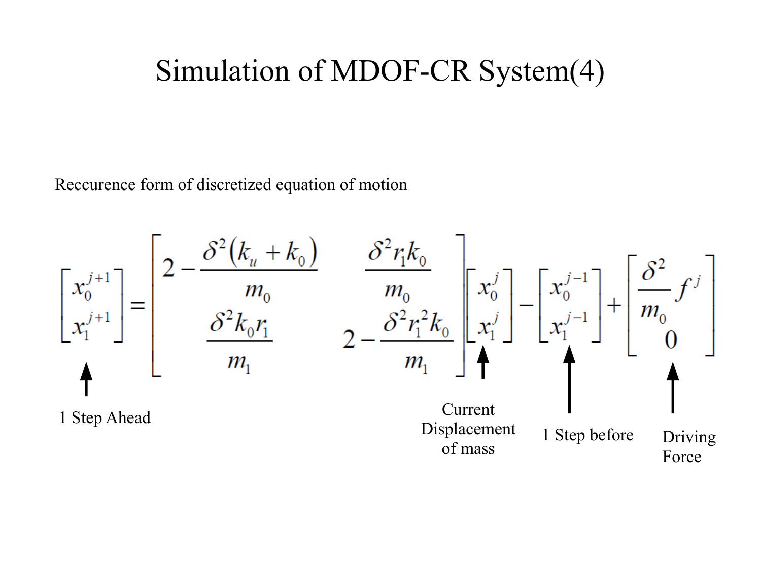# Simulation of MDOF-CR System(4)

Reccurence form of discretized equation of motion

$$
\begin{bmatrix} x_0^{j+1} \\ x_1^{j+1} \end{bmatrix} = \begin{bmatrix} 2 - \dfrac{\delta^2 (k_u + k_0)}{m_0} & \dfrac{\delta^2 r_1 k_0}{m_0} \\ \dfrac{\delta^2 k_0 r_1}{m_1} & 2 - \dfrac{\delta^2 r_1^2 k_0}{m_1} \end{bmatrix} \begin{bmatrix} x_0^{j} \\ x_1^{j} \end{bmatrix} - \begin{bmatrix} x_0^{j-1} \\ x_1^{j-1} \end{bmatrix} + \begin{bmatrix} \dfrac{\delta^2}{m_0} f^j \\ 0 \end{bmatrix}
$$

- $\begin{bmatrix} x_0^{j+1} \\ x_1^{j+1} \end{bmatrix}$: 1 Step Ahead
- $\begin{bmatrix} x_0^{j} \\ x_1^{j} \end{bmatrix}$: Current Displacement of mass
- $\begin{bmatrix} x_0^{j-1} \\ x_1^{j-1} \end{bmatrix}$: 1 Step before
- $\begin{bmatrix} \dfrac{\delta^2}{m_0} f^j \\ 0 \end{bmatrix}$: Driving Force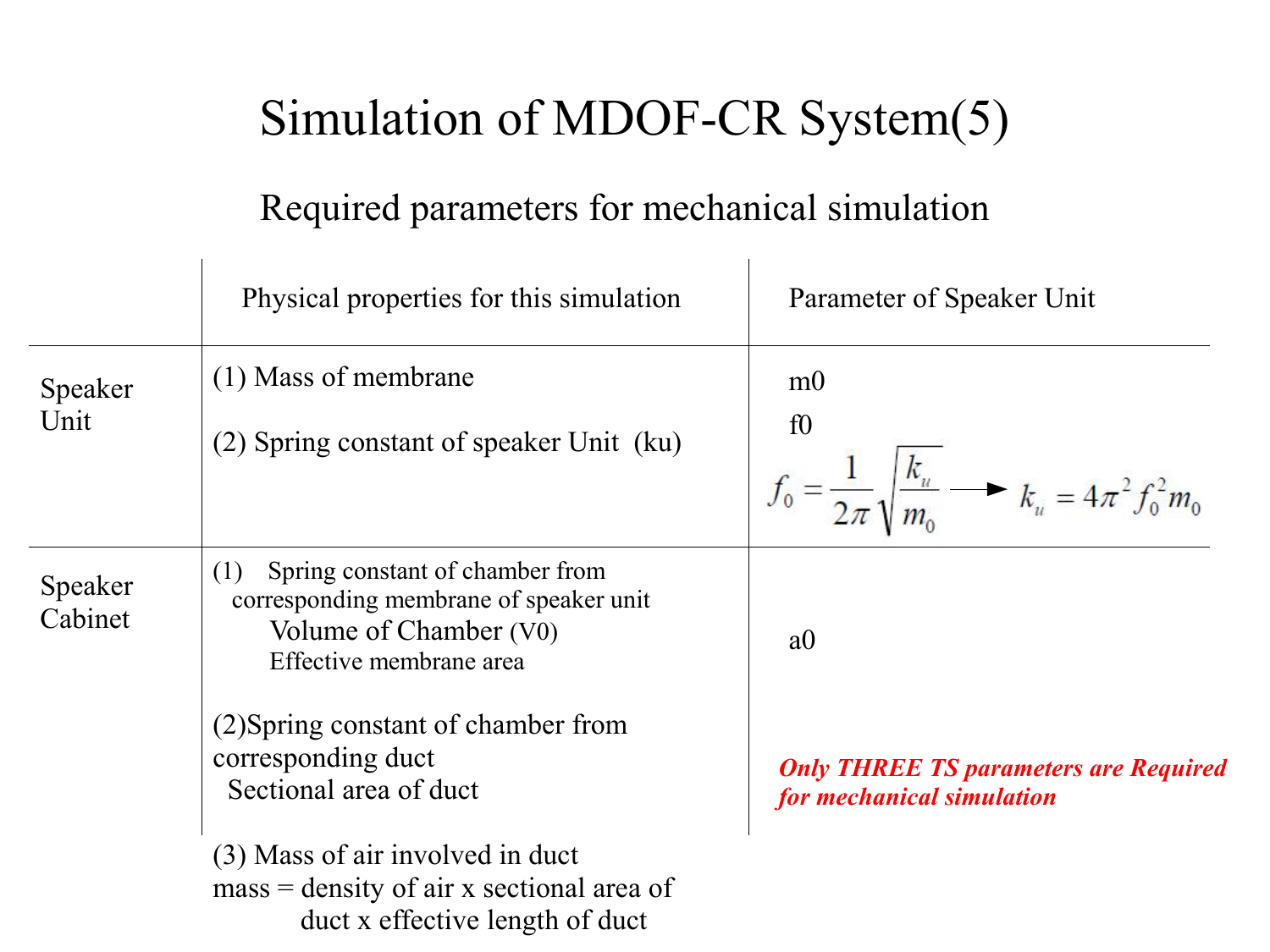# Simulation of MDOF-CR System(5)

## Required parameters for mechanical simulation

| | Physical properties for this simulation | Parameter of Speaker Unit |
|---|---|---|
| Speaker Unit | (1) Mass of membrane<br><br>(2) Spring constant of speaker Unit (ku) | m0<br>f0<br>$f_0 = \frac{1}{2\pi}\sqrt{\frac{k_u}{m_0}} \longrightarrow k_u = 4\pi^2 f_0^2 m_0$ |
| Speaker Cabinet | (1) Spring constant of chamber from corresponding membrane of speaker unit<br>Volume of Chamber (V0)<br>Effective membrane area<br><br>(2)Spring constant of chamber from corresponding duct<br>Sectional area of duct<br><br>(3) Mass of air involved in duct<br>mass = density of air x sectional area of duct x effective length of duct | a0<br><br>***Only THREE TS parameters are Required for mechanical simulation*** |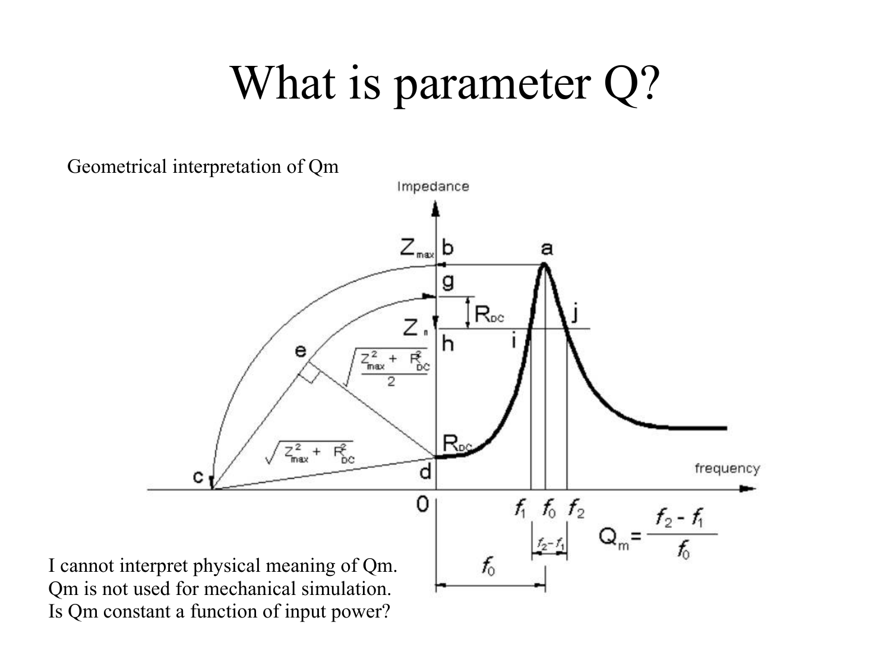# What is parameter Q?

Geometrical interpretation of Qm

I cannot interpret physical meaning of Qm.
Qm is not used for mechanical simulation.
Is Qm constant a function of input power?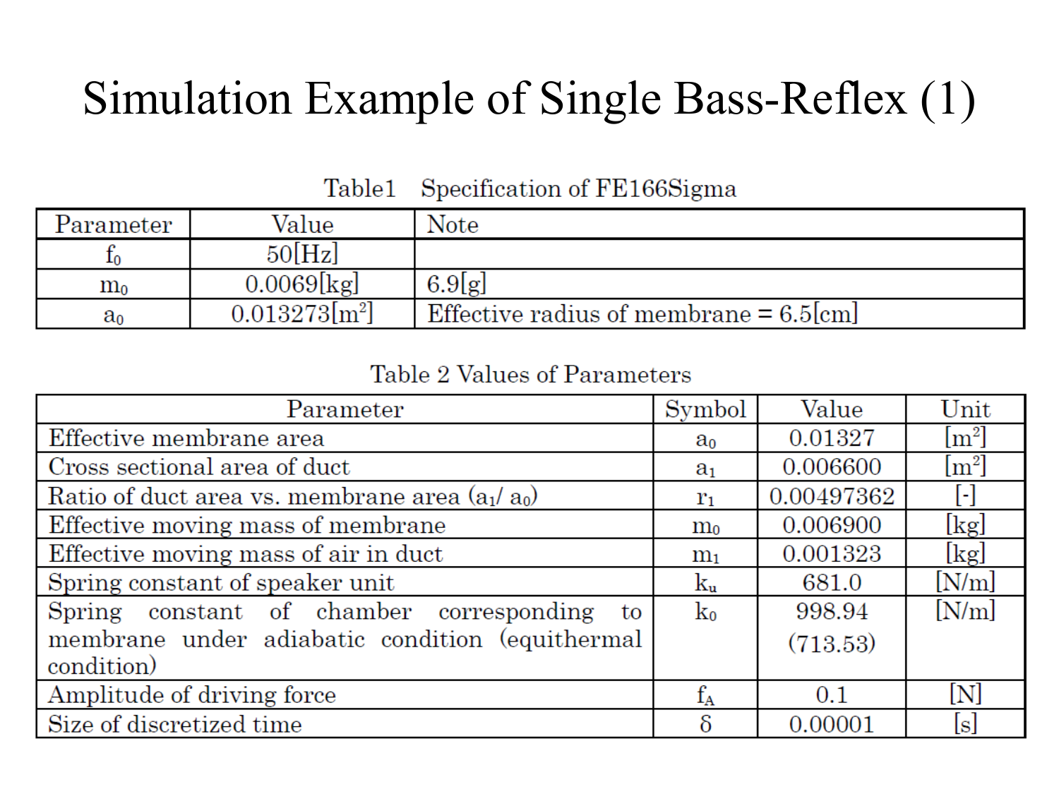# Simulation Example of Single Bass-Reflex (1)

Table1 Specification of FE166Sigma

| Parameter | Value | Note |
|---|---|---|
| $f_0$ | 50[Hz] | |
| $m_0$ | 0.0069[kg] | 6.9[g] |
| $a_0$ | 0.013273[m$^2$] | Effective radius of membrane = 6.5[cm] |

Table 2 Values of Parameters

| Parameter | Symbol | Value | Unit |
|---|---|---|---|
| Effective membrane area | $a_0$ | 0.01327 | [m$^2$] |
| Cross sectional area of duct | $a_1$ | 0.006600 | [m$^2$] |
| Ratio of duct area vs. membrane area ($a_1$/ $a_0$) | $r_1$ | 0.00497362 | [-] |
| Effective moving mass of membrane | $m_0$ | 0.006900 | [kg] |
| Effective moving mass of air in duct | $m_1$ | 0.001323 | [kg] |
| Spring constant of speaker unit | $k_u$ | 681.0 | [N/m] |
| Spring constant of chamber corresponding to membrane under adiabatic condition (equithermal condition) | $k_0$ | 998.94 (713.53) | [N/m] |
| Amplitude of driving force | $f_A$ | 0.1 | [N] |
| Size of discretized time | $\delta$ | 0.00001 | [s] |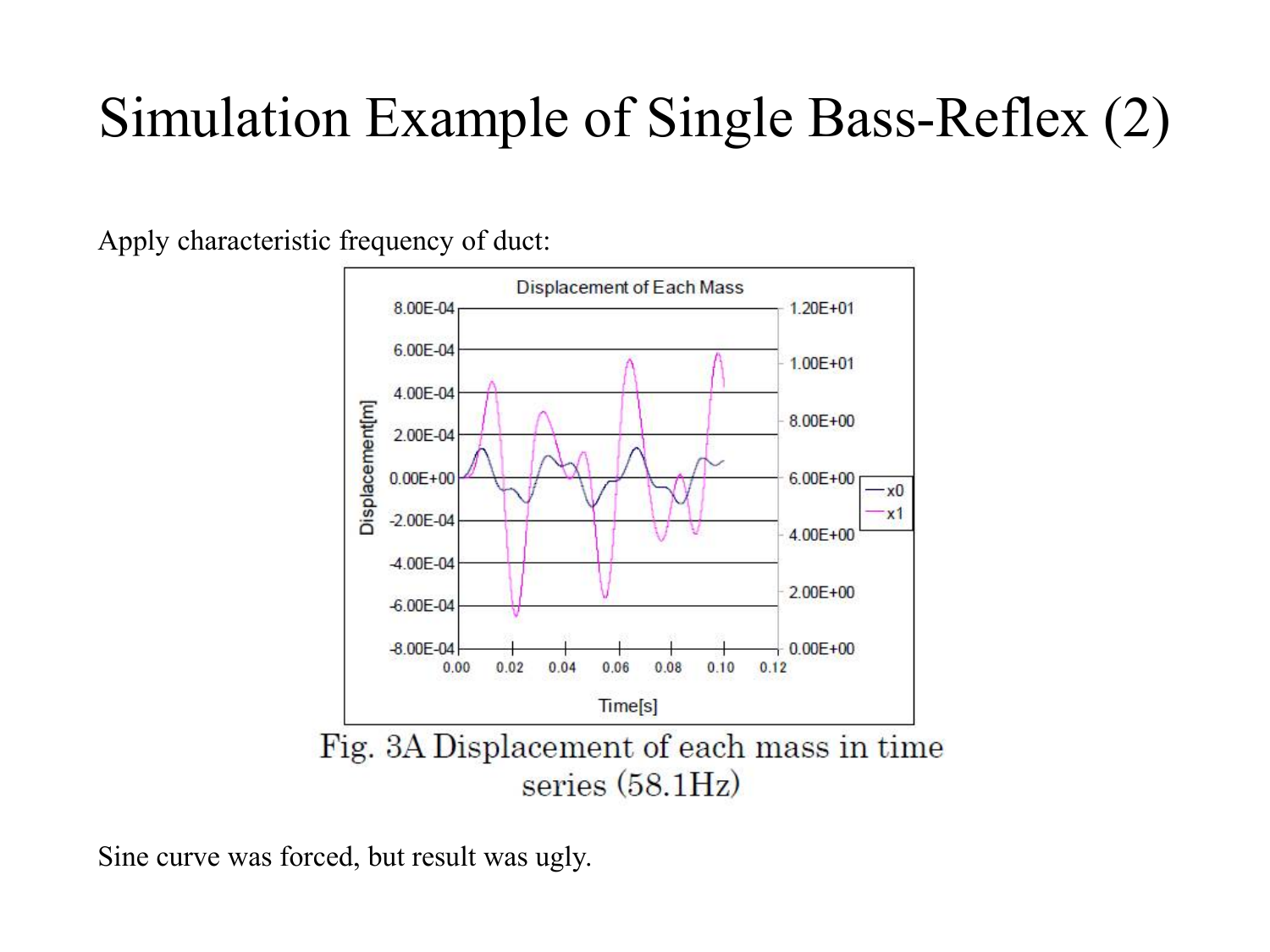# Simulation Example of Single Bass-Reflex (2)

Apply characteristic frequency of duct:

Fig. 3A Displacement of each mass in time series (58.1Hz)

Sine curve was forced, but result was ugly.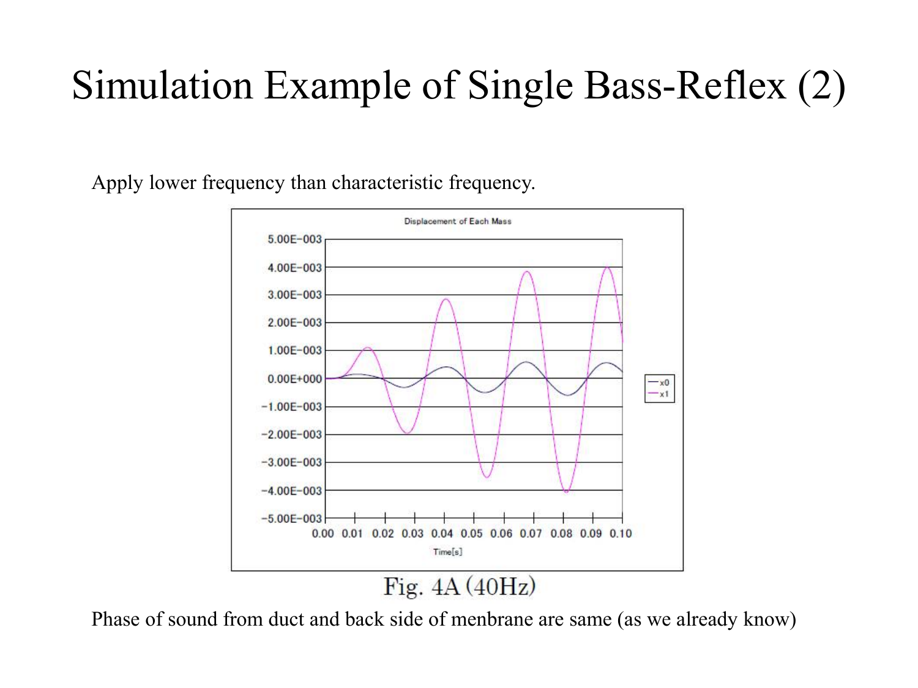# Simulation Example of Single Bass-Reflex (2)

Apply lower frequency than characteristic frequency.

Fig. 4A (40Hz)

Phase of sound from duct and back side of menbrane are same (as we already know)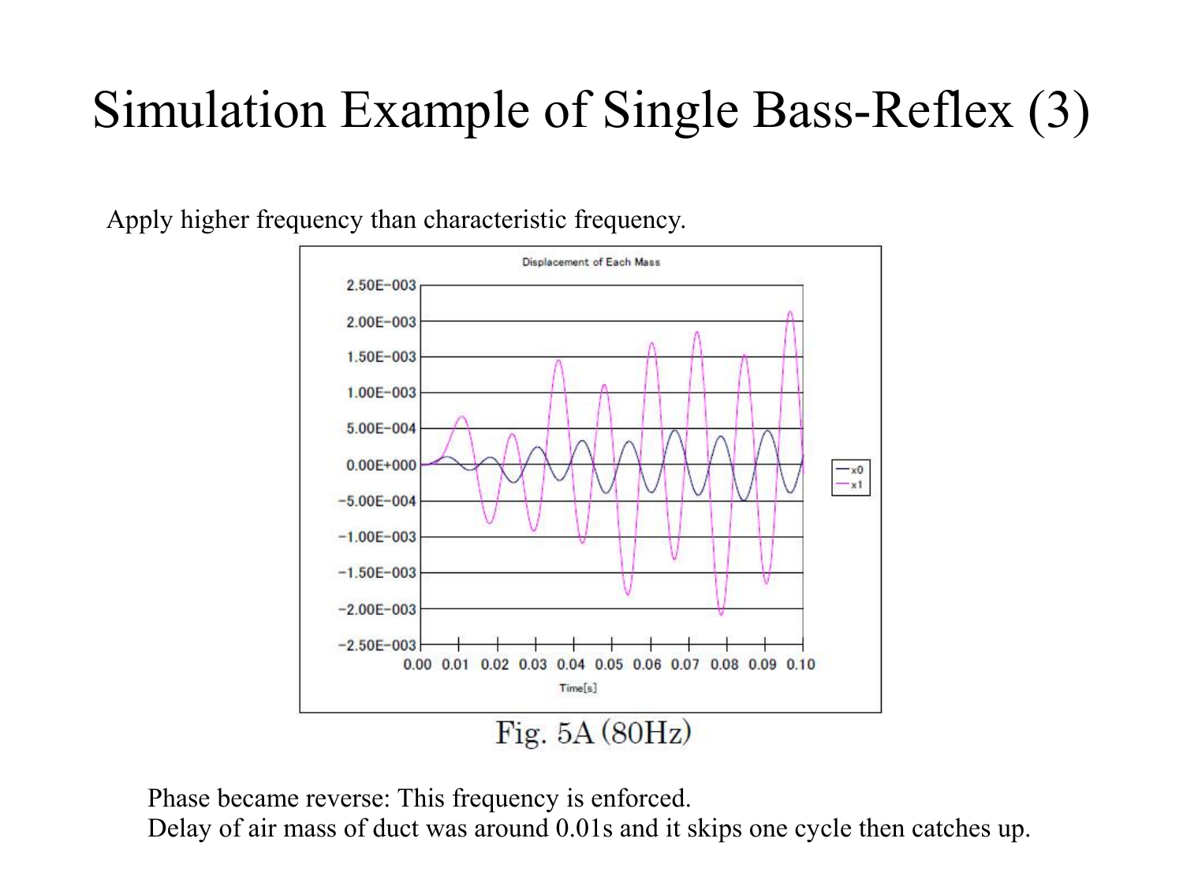# Simulation Example of Single Bass-Reflex (3)

Apply higher frequency than characteristic frequency.

Fig. 5A (80Hz)

Phase became reverse: This frequency is enforced.
Delay of air mass of duct was around 0.01s and it skips one cycle then catches up.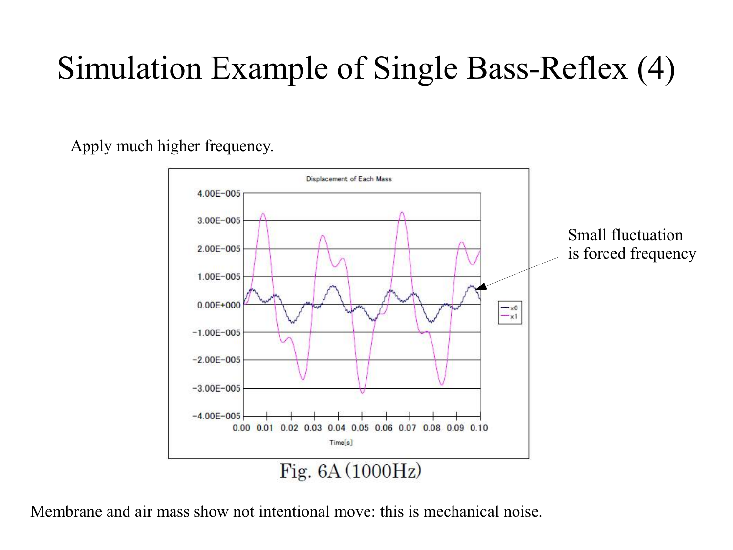# Simulation Example of Single Bass-Reflex (4)

Apply much higher frequency.

Small fluctuation is forced frequency

Fig. 6A (1000Hz)

Membrane and air mass show not intentional move: this is mechanical noise.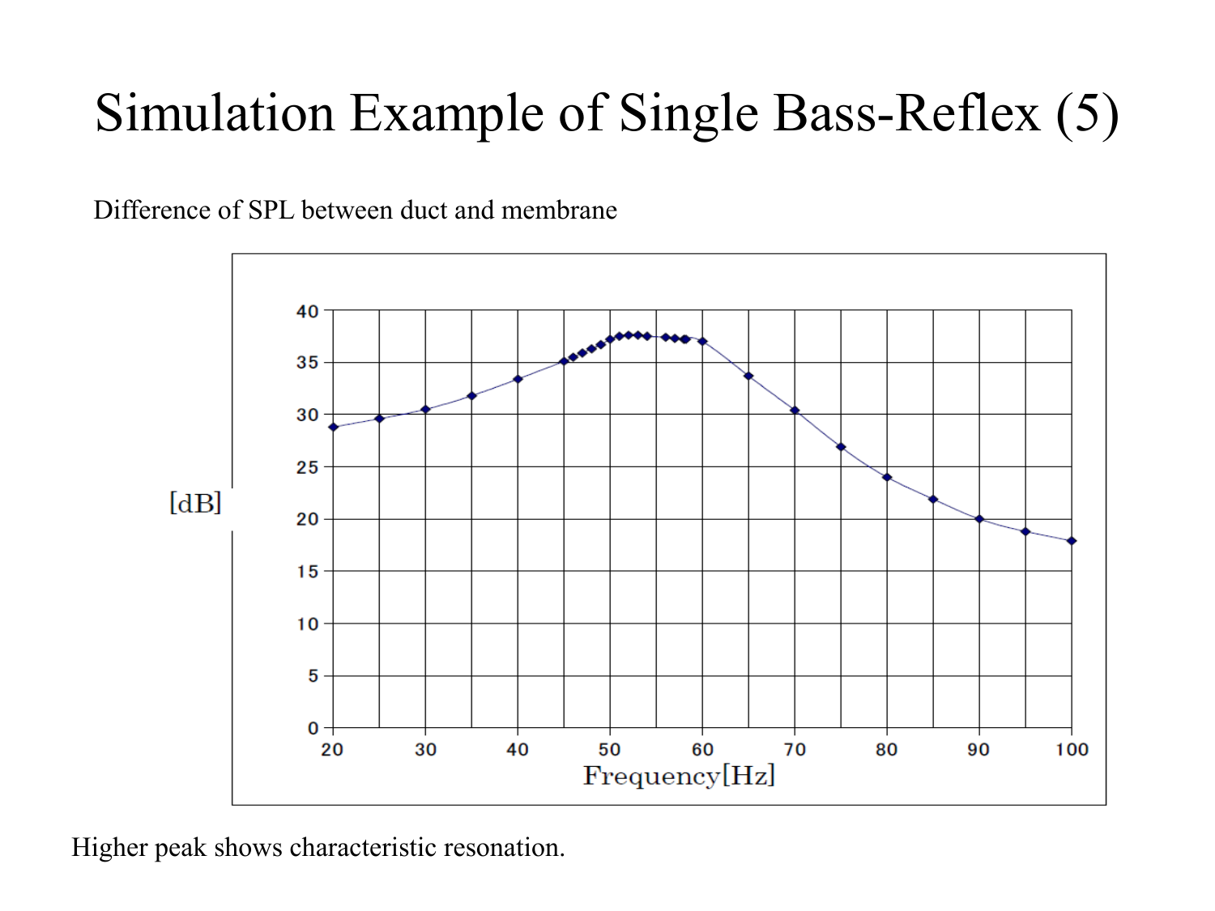# Simulation Example of Single Bass-Reflex (5)

Difference of SPL between duct and membrane

Higher peak shows characteristic resonation.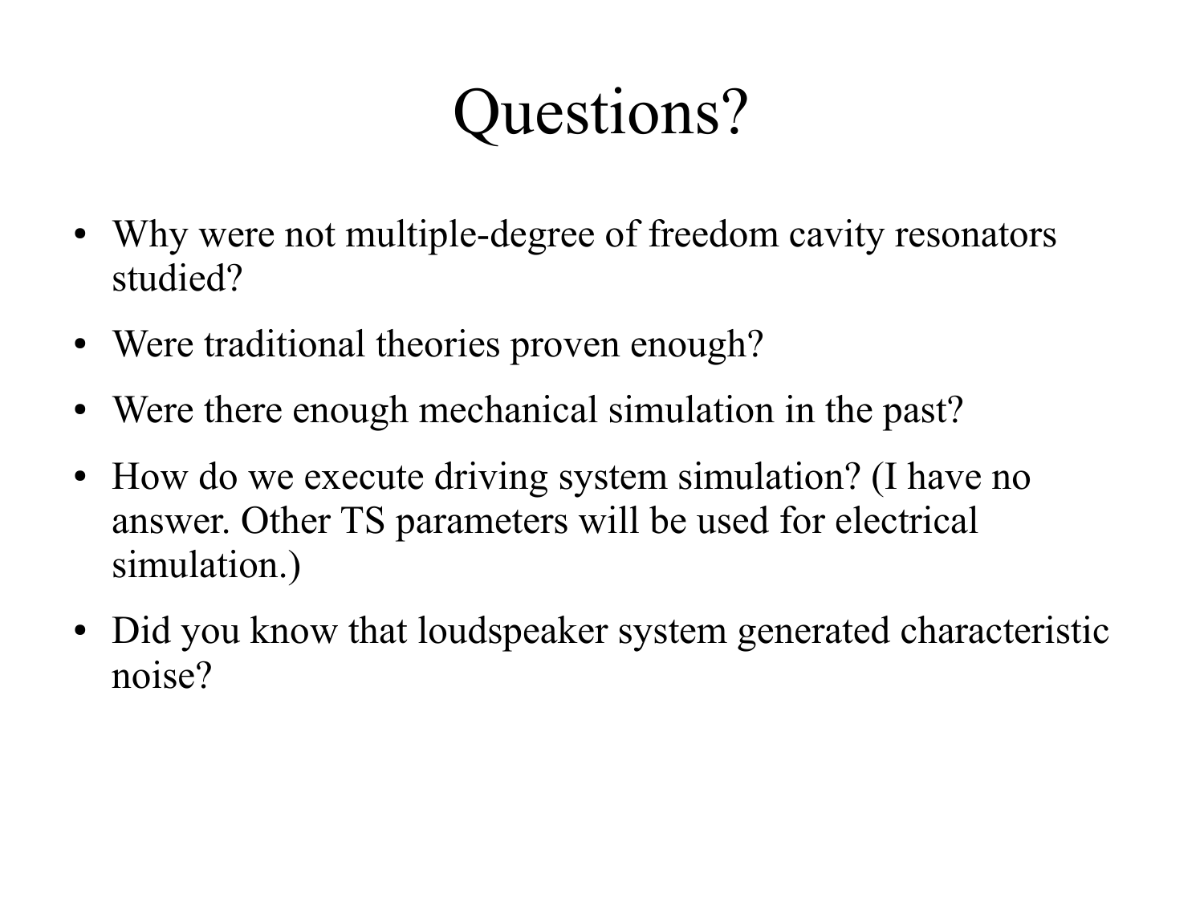# Questions?

- Why were not multiple-degree of freedom cavity resonators studied?
- Were traditional theories proven enough?
- Were there enough mechanical simulation in the past?
- How do we execute driving system simulation? (I have no answer. Other TS parameters will be used for electrical simulation.)
- Did you know that loudspeaker system generated characteristic noise?